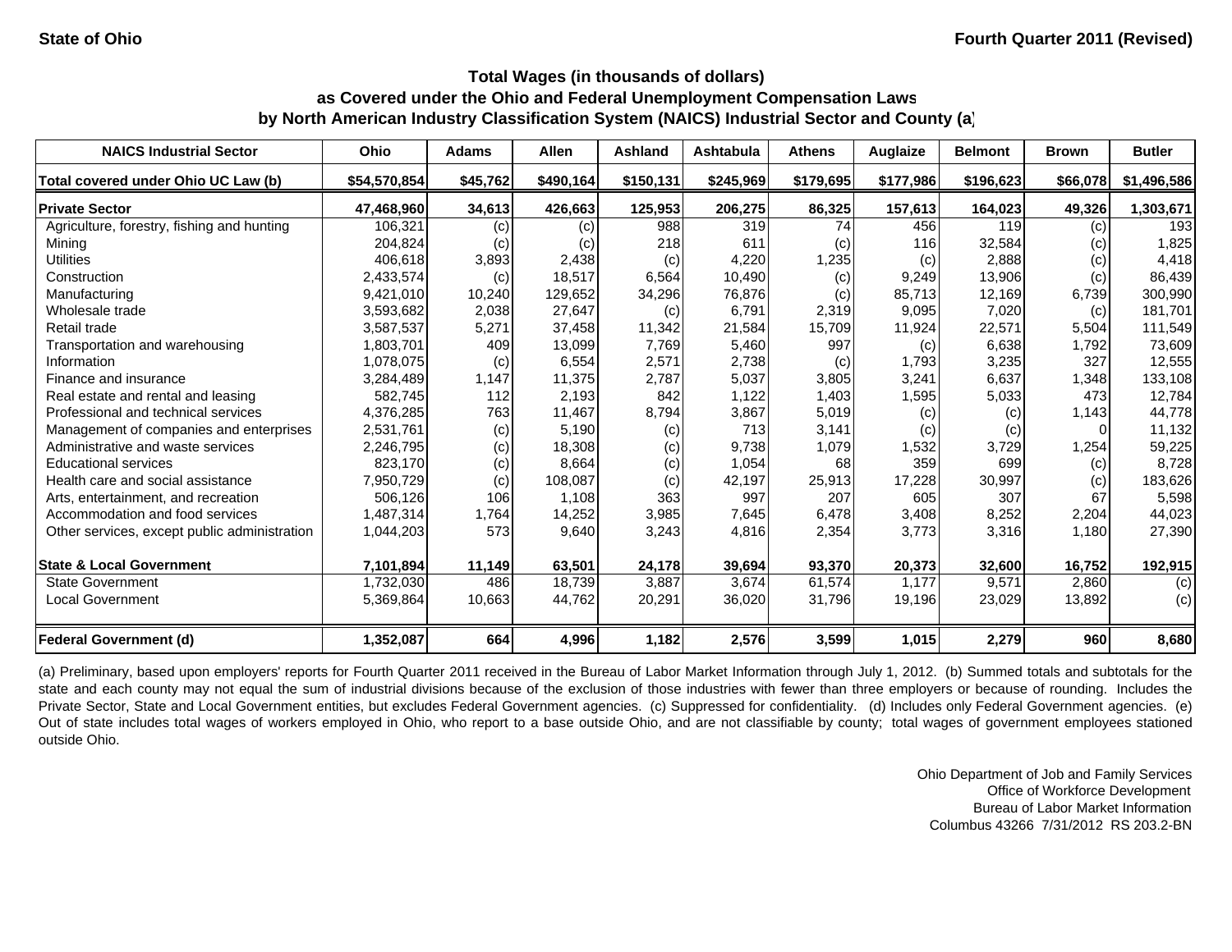State of Ohio

Fourth Quarter 2011 (Revised)

## Total Wages (in thousands of dollars)
## as Covered under the Ohio and Federal Unemployment Compensation Laws
## by North American Industry Classification System (NAICS) Industrial Sector and County (a)

| NAICS Industrial Sector | Ohio | Adams | Allen | Ashland | Ashtabula | Athens | Auglaize | Belmont | Brown | Butler |
|---|---|---|---|---|---|---|---|---|---|---|
| **Total covered under Ohio UC Law (b)** | **$54,570,854** | **$45,762** | **$490,164** | **$150,131** | **$245,969** | **$179,695** | **$177,986** | **$196,623** | **$66,078** | **$1,496,586** |
| **Private Sector** | **47,468,960** | **34,613** | **426,663** | **125,953** | **206,275** | **86,325** | **157,613** | **164,023** | **49,326** | **1,303,671** |
| Agriculture, forestry, fishing and hunting | 106,321 | (c) | (c) | 988 | 319 | 74 | 456 | 119 | (c) | 193 |
| Mining | 204,824 | (c) | (c) | 218 | 611 | (c) | 116 | 32,584 | (c) | 1,825 |
| Utilities | 406,618 | 3,893 | 2,438 | (c) | 4,220 | 1,235 | (c) | 2,888 | (c) | 4,418 |
| Construction | 2,433,574 | (c) | 18,517 | 6,564 | 10,490 | (c) | 9,249 | 13,906 | (c) | 86,439 |
| Manufacturing | 9,421,010 | 10,240 | 129,652 | 34,296 | 76,876 | (c) | 85,713 | 12,169 | 6,739 | 300,990 |
| Wholesale trade | 3,593,682 | 2,038 | 27,647 | (c) | 6,791 | 2,319 | 9,095 | 7,020 | (c) | 181,701 |
| Retail trade | 3,587,537 | 5,271 | 37,458 | 11,342 | 21,584 | 15,709 | 11,924 | 22,571 | 5,504 | 111,549 |
| Transportation and warehousing | 1,803,701 | 409 | 13,099 | 7,769 | 5,460 | 997 | (c) | 6,638 | 1,792 | 73,609 |
| Information | 1,078,075 | (c) | 6,554 | 2,571 | 2,738 | (c) | 1,793 | 3,235 | 327 | 12,555 |
| Finance and insurance | 3,284,489 | 1,147 | 11,375 | 2,787 | 5,037 | 3,805 | 3,241 | 6,637 | 1,348 | 133,108 |
| Real estate and rental and leasing | 582,745 | 112 | 2,193 | 842 | 1,122 | 1,403 | 1,595 | 5,033 | 473 | 12,784 |
| Professional and technical services | 4,376,285 | 763 | 11,467 | 8,794 | 3,867 | 5,019 | (c) | (c) | 1,143 | 44,778 |
| Management of companies and enterprises | 2,531,761 | (c) | 5,190 | (c) | 713 | 3,141 | (c) | (c) | 0 | 11,132 |
| Administrative and waste services | 2,246,795 | (c) | 18,308 | (c) | 9,738 | 1,079 | 1,532 | 3,729 | 1,254 | 59,225 |
| Educational services | 823,170 | (c) | 8,664 | (c) | 1,054 | 68 | 359 | 699 | (c) | 8,728 |
| Health care and social assistance | 7,950,729 | (c) | 108,087 | (c) | 42,197 | 25,913 | 17,228 | 30,997 | (c) | 183,626 |
| Arts, entertainment, and recreation | 506,126 | 106 | 1,108 | 363 | 997 | 207 | 605 | 307 | 67 | 5,598 |
| Accommodation and food services | 1,487,314 | 1,764 | 14,252 | 3,985 | 7,645 | 6,478 | 3,408 | 8,252 | 2,204 | 44,023 |
| Other services, except public administration | 1,044,203 | 573 | 9,640 | 3,243 | 4,816 | 2,354 | 3,773 | 3,316 | 1,180 | 27,390 |
| **State & Local Government** | **7,101,894** | **11,149** | **63,501** | **24,178** | **39,694** | **93,370** | **20,373** | **32,600** | **16,752** | **192,915** |
| State Government | 1,732,030 | 486 | 18,739 | 3,887 | 3,674 | 61,574 | 1,177 | 9,571 | 2,860 | (c) |
| Local Government | 5,369,864 | 10,663 | 44,762 | 20,291 | 36,020 | 31,796 | 19,196 | 23,029 | 13,892 | (c) |
| **Federal Government (d)** | **1,352,087** | **664** | **4,996** | **1,182** | **2,576** | **3,599** | **1,015** | **2,279** | **960** | **8,680** |

(a) Preliminary, based upon employers' reports for Fourth Quarter 2011 received in the Bureau of Labor Market Information through July 1, 2012. (b) Summed totals and subtotals for the state and each county may not equal the sum of industrial divisions because of the exclusion of those industries with fewer than three employers or because of rounding. Includes the Private Sector, State and Local Government entities, but excludes Federal Government agencies. (c) Suppressed for confidentiality. (d) Includes only Federal Government agencies. (e) Out of state includes total wages of workers employed in Ohio, who report to a base outside Ohio, and are not classifiable by county; total wages of government employees stationed outside Ohio.

Ohio Department of Job and Family Services
Office of Workforce Development
Bureau of Labor Market Information
Columbus 43266 7/31/2012 RS 203.2-BN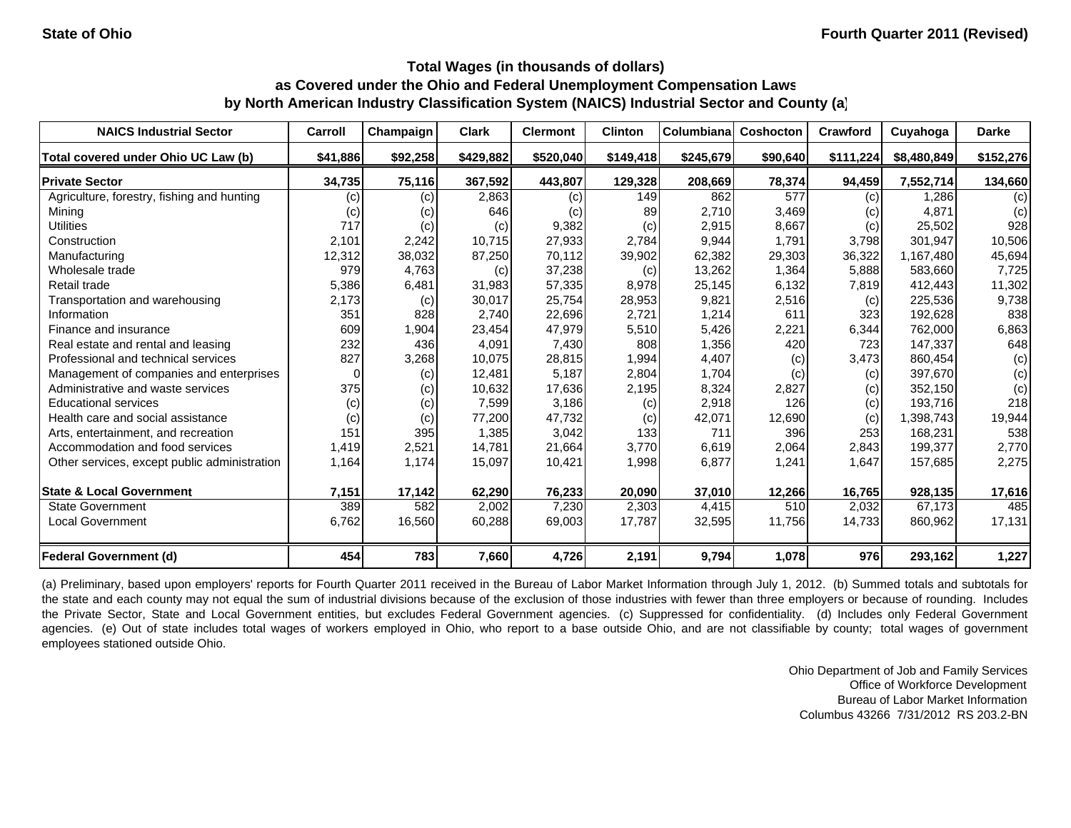**State of Ohio** | **Fourth Quarter 2011 (Revised)**

### Total Wages (in thousands of dollars)
### as Covered under the Ohio and Federal Unemployment Compensation Laws
### by North American Industry Classification System (NAICS) Industrial Sector and County (a)

| NAICS Industrial Sector | Carroll | Champaign | Clark | Clermont | Clinton | Columbiana | Coshocton | Crawford | Cuyahoga | Darke |
|---|---|---|---|---|---|---|---|---|---|---|
| **Total covered under Ohio UC Law (b)** | **$41,886** | **$92,258** | **$429,882** | **$520,040** | **$149,418** | **$245,679** | **$90,640** | **$111,224** | **$8,480,849** | **$152,276** |
| **Private Sector** | **34,735** | **75,116** | **367,592** | **443,807** | **129,328** | **208,669** | **78,374** | **94,459** | **7,552,714** | **134,660** |
| Agriculture, forestry, fishing and hunting | (c) | (c) | 2,863 | (c) | 149 | 862 | 577 | (c) | 1,286 | (c) |
| Mining | (c) | (c) | 646 | (c) | 89 | 2,710 | 3,469 | (c) | 4,871 | (c) |
| Utilities | 717 | (c) | (c) | 9,382 | (c) | 2,915 | 8,667 | (c) | 25,502 | 928 |
| Construction | 2,101 | 2,242 | 10,715 | 27,933 | 2,784 | 9,944 | 1,791 | 3,798 | 301,947 | 10,506 |
| Manufacturing | 12,312 | 38,032 | 87,250 | 70,112 | 39,902 | 62,382 | 29,303 | 36,322 | 1,167,480 | 45,694 |
| Wholesale trade | 979 | 4,763 | (c) | 37,238 | (c) | 13,262 | 1,364 | 5,888 | 583,660 | 7,725 |
| Retail trade | 5,386 | 6,481 | 31,983 | 57,335 | 8,978 | 25,145 | 6,132 | 7,819 | 412,443 | 11,302 |
| Transportation and warehousing | 2,173 | (c) | 30,017 | 25,754 | 28,953 | 9,821 | 2,516 | (c) | 225,536 | 9,738 |
| Information | 351 | 828 | 2,740 | 22,696 | 2,721 | 1,214 | 611 | 323 | 192,628 | 838 |
| Finance and insurance | 609 | 1,904 | 23,454 | 47,979 | 5,510 | 5,426 | 2,221 | 6,344 | 762,000 | 6,863 |
| Real estate and rental and leasing | 232 | 436 | 4,091 | 7,430 | 808 | 1,356 | 420 | 723 | 147,337 | 648 |
| Professional and technical services | 827 | 3,268 | 10,075 | 28,815 | 1,994 | 4,407 | (c) | 3,473 | 860,454 | (c) |
| Management of companies and enterprises | 0 | (c) | 12,481 | 5,187 | 2,804 | 1,704 | (c) | (c) | 397,670 | (c) |
| Administrative and waste services | 375 | (c) | 10,632 | 17,636 | 2,195 | 8,324 | 2,827 | (c) | 352,150 | (c) |
| Educational services | (c) | (c) | 7,599 | 3,186 | (c) | 2,918 | 126 | (c) | 193,716 | 218 |
| Health care and social assistance | (c) | (c) | 77,200 | 47,732 | (c) | 42,071 | 12,690 | (c) | 1,398,743 | 19,944 |
| Arts, entertainment, and recreation | 151 | 395 | 1,385 | 3,042 | 133 | 711 | 396 | 253 | 168,231 | 538 |
| Accommodation and food services | 1,419 | 2,521 | 14,781 | 21,664 | 3,770 | 6,619 | 2,064 | 2,843 | 199,377 | 2,770 |
| Other services, except public administration | 1,164 | 1,174 | 15,097 | 10,421 | 1,998 | 6,877 | 1,241 | 1,647 | 157,685 | 2,275 |
| **State & Local Government** | **7,151** | **17,142** | **62,290** | **76,233** | **20,090** | **37,010** | **12,266** | **16,765** | **928,135** | **17,616** |
| State Government | 389 | 582 | 2,002 | 7,230 | 2,303 | 4,415 | 510 | 2,032 | 67,173 | 485 |
| Local Government | 6,762 | 16,560 | 60,288 | 69,003 | 17,787 | 32,595 | 11,756 | 14,733 | 860,962 | 17,131 |
| **Federal Government (d)** | **454** | **783** | **7,660** | **4,726** | **2,191** | **9,794** | **1,078** | **976** | **293,162** | **1,227** |

(a) Preliminary, based upon employers' reports for Fourth Quarter 2011 received in the Bureau of Labor Market Information through July 1, 2012. (b) Summed totals and subtotals for the state and each county may not equal the sum of industrial divisions because of the exclusion of those industries with fewer than three employers or because of rounding. Includes the Private Sector, State and Local Government entities, but excludes Federal Government agencies. (c) Suppressed for confidentiality. (d) Includes only Federal Government agencies. (e) Out of state includes total wages of workers employed in Ohio, who report to a base outside Ohio, and are not classifiable by county; total wages of government employees stationed outside Ohio.

Ohio Department of Job and Family Services
Office of Workforce Development
Bureau of Labor Market Information
Columbus 43266 7/31/2012 RS 203.2-BN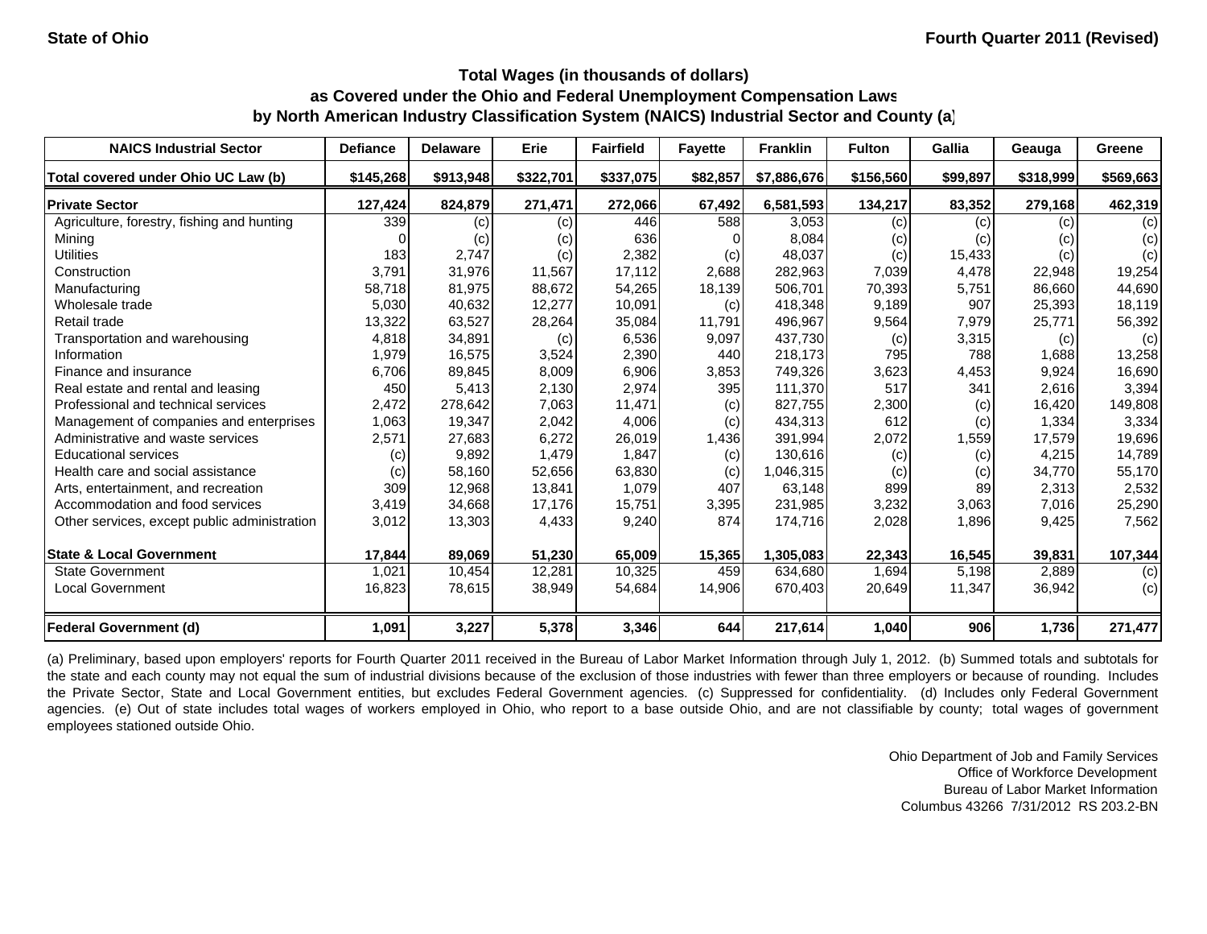State of Ohio

Fourth Quarter 2011 (Revised)

### Total Wages (in thousands of dollars)
### as Covered under the Ohio and Federal Unemployment Compensation Laws
### by North American Industry Classification System (NAICS) Industrial Sector and County (a)

| NAICS Industrial Sector | Defiance | Delaware | Erie | Fairfield | Fayette | Franklin | Fulton | Gallia | Geauga | Greene |
|---|---|---|---|---|---|---|---|---|---|---|
| Total covered under Ohio UC Law (b) | $145,268 | $913,948 | $322,701 | $337,075 | $82,857 | $7,886,676 | $156,560 | $99,897 | $318,999 | $569,663 |
| **Private Sector** | **127,424** | **824,879** | **271,471** | **272,066** | **67,492** | **6,581,593** | **134,217** | **83,352** | **279,168** | **462,319** |
| Agriculture, forestry, fishing and hunting | 339 | (c) | (c) | 446 | 588 | 3,053 | (c) | (c) | (c) | (c) |
| Mining | 0 | (c) | (c) | 636 | 0 | 8,084 | (c) | (c) | (c) | (c) |
| Utilities | 183 | 2,747 | (c) | 2,382 | (c) | 48,037 | (c) | 15,433 | (c) | (c) |
| Construction | 3,791 | 31,976 | 11,567 | 17,112 | 2,688 | 282,963 | 7,039 | 4,478 | 22,948 | 19,254 |
| Manufacturing | 58,718 | 81,975 | 88,672 | 54,265 | 18,139 | 506,701 | 70,393 | 5,751 | 86,660 | 44,690 |
| Wholesale trade | 5,030 | 40,632 | 12,277 | 10,091 | (c) | 418,348 | 9,189 | 907 | 25,393 | 18,119 |
| Retail trade | 13,322 | 63,527 | 28,264 | 35,084 | 11,791 | 496,967 | 9,564 | 7,979 | 25,771 | 56,392 |
| Transportation and warehousing | 4,818 | 34,891 | (c) | 6,536 | 9,097 | 437,730 | (c) | 3,315 | (c) | (c) |
| Information | 1,979 | 16,575 | 3,524 | 2,390 | 440 | 218,173 | 795 | 788 | 1,688 | 13,258 |
| Finance and insurance | 6,706 | 89,845 | 8,009 | 6,906 | 3,853 | 749,326 | 3,623 | 4,453 | 9,924 | 16,690 |
| Real estate and rental and leasing | 450 | 5,413 | 2,130 | 2,974 | 395 | 111,370 | 517 | 341 | 2,616 | 3,394 |
| Professional and technical services | 2,472 | 278,642 | 7,063 | 11,471 | (c) | 827,755 | 2,300 | (c) | 16,420 | 149,808 |
| Management of companies and enterprises | 1,063 | 19,347 | 2,042 | 4,006 | (c) | 434,313 | 612 | (c) | 1,334 | 3,334 |
| Administrative and waste services | 2,571 | 27,683 | 6,272 | 26,019 | 1,436 | 391,994 | 2,072 | 1,559 | 17,579 | 19,696 |
| Educational services | (c) | 9,892 | 1,479 | 1,847 | (c) | 130,616 | (c) | (c) | 4,215 | 14,789 |
| Health care and social assistance | (c) | 58,160 | 52,656 | 63,830 | (c) | 1,046,315 | (c) | (c) | 34,770 | 55,170 |
| Arts, entertainment, and recreation | 309 | 12,968 | 13,841 | 1,079 | 407 | 63,148 | 899 | 89 | 2,313 | 2,532 |
| Accommodation and food services | 3,419 | 34,668 | 17,176 | 15,751 | 3,395 | 231,985 | 3,232 | 3,063 | 7,016 | 25,290 |
| Other services, except public administration | 3,012 | 13,303 | 4,433 | 9,240 | 874 | 174,716 | 2,028 | 1,896 | 9,425 | 7,562 |
| **State & Local Government** | **17,844** | **89,069** | **51,230** | **65,009** | **15,365** | **1,305,083** | **22,343** | **16,545** | **39,831** | **107,344** |
| State Government | 1,021 | 10,454 | 12,281 | 10,325 | 459 | 634,680 | 1,694 | 5,198 | 2,889 | (c) |
| Local Government | 16,823 | 78,615 | 38,949 | 54,684 | 14,906 | 670,403 | 20,649 | 11,347 | 36,942 | (c) |
| **Federal Government (d)** | **1,091** | **3,227** | **5,378** | **3,346** | **644** | **217,614** | **1,040** | **906** | **1,736** | **271,477** |

(a) Preliminary, based upon employers' reports for Fourth Quarter 2011 received in the Bureau of Labor Market Information through July 1, 2012. (b) Summed totals and subtotals for the state and each county may not equal the sum of industrial divisions because of the exclusion of those industries with fewer than three employers or because of rounding. Includes the Private Sector, State and Local Government entities, but excludes Federal Government agencies. (c) Suppressed for confidentiality. (d) Includes only Federal Government agencies. (e) Out of state includes total wages of workers employed in Ohio, who report to a base outside Ohio, and are not classifiable by county; total wages of government employees stationed outside Ohio.

Ohio Department of Job and Family Services
Office of Workforce Development
Bureau of Labor Market Information
Columbus 43266 7/31/2012 RS 203.2-BN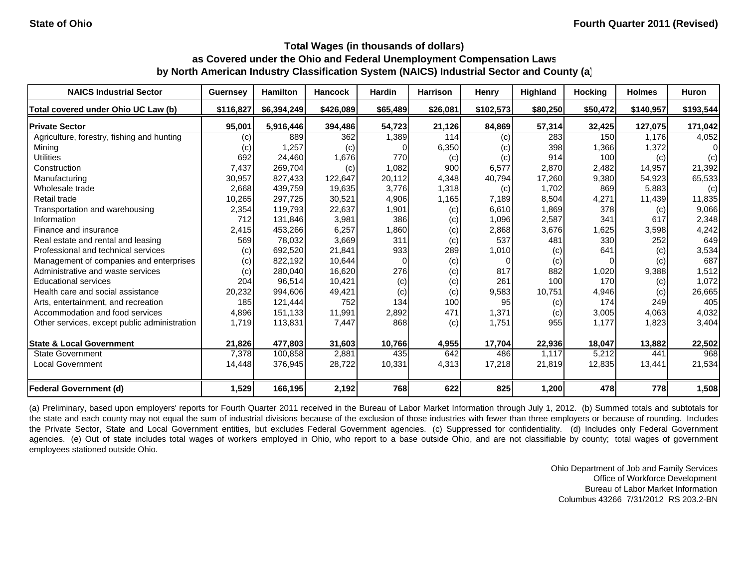State of Ohio | Fourth Quarter 2011 (Revised)

## Total Wages (in thousands of dollars)
## as Covered under the Ohio and Federal Unemployment Compensation Laws
## by North American Industry Classification System (NAICS) Industrial Sector and County (a)

| NAICS Industrial Sector | Guernsey | Hamilton | Hancock | Hardin | Harrison | Henry | Highland | Hocking | Holmes | Huron |
|---|---|---|---|---|---|---|---|---|---|---|
| Total covered under Ohio UC Law (b) | $116,827 | $6,394,249 | $426,089 | $65,489 | $26,081 | $102,573 | $80,250 | $50,472 | $140,957 | $193,544 |
| **Private Sector** | 95,001 | 5,916,446 | 394,486 | 54,723 | 21,126 | 84,869 | 57,314 | 32,425 | 127,075 | 171,042 |
| Agriculture, forestry, fishing and hunting | (c) | 889 | 362 | 1,389 | 114 | (c) | 283 | 150 | 1,176 | 4,052 |
| Mining | (c) | 1,257 | (c) | 0 | 6,350 | (c) | 398 | 1,366 | 1,372 | 0 |
| Utilities | 692 | 24,460 | 1,676 | 770 | (c) | (c) | 914 | 100 | (c) | (c) |
| Construction | 7,437 | 269,704 | (c) | 1,082 | 900 | 6,577 | 2,870 | 2,482 | 14,957 | 21,392 |
| Manufacturing | 30,957 | 827,433 | 122,647 | 20,112 | 4,348 | 40,794 | 17,260 | 9,380 | 54,923 | 65,533 |
| Wholesale trade | 2,668 | 439,759 | 19,635 | 3,776 | 1,318 | (c) | 1,702 | 869 | 5,883 | (c) |
| Retail trade | 10,265 | 297,725 | 30,521 | 4,906 | 1,165 | 7,189 | 8,504 | 4,271 | 11,439 | 11,835 |
| Transportation and warehousing | 2,354 | 119,793 | 22,637 | 1,901 | (c) | 6,610 | 1,869 | 378 | (c) | 9,066 |
| Information | 712 | 131,846 | 3,981 | 386 | (c) | 1,096 | 2,587 | 341 | 617 | 2,348 |
| Finance and insurance | 2,415 | 453,266 | 6,257 | 1,860 | (c) | 2,868 | 3,676 | 1,625 | 3,598 | 4,242 |
| Real estate and rental and leasing | 569 | 78,032 | 3,669 | 311 | (c) | 537 | 481 | 330 | 252 | 649 |
| Professional and technical services | (c) | 692,520 | 21,841 | 933 | 289 | 1,010 | (c) | 641 | (c) | 3,534 |
| Management of companies and enterprises | (c) | 822,192 | 10,644 | 0 | (c) | 0 | (c) | 0 | (c) | 687 |
| Administrative and waste services | (c) | 280,040 | 16,620 | 276 | (c) | 817 | 882 | 1,020 | 9,388 | 1,512 |
| Educational services | 204 | 96,514 | 10,421 | (c) | (c) | 261 | 100 | 170 | (c) | 1,072 |
| Health care and social assistance | 20,232 | 994,606 | 49,421 | (c) | (c) | 9,583 | 10,751 | 4,946 | (c) | 26,665 |
| Arts, entertainment, and recreation | 185 | 121,444 | 752 | 134 | 100 | 95 | (c) | 174 | 249 | 405 |
| Accommodation and food services | 4,896 | 151,133 | 11,991 | 2,892 | 471 | 1,371 | (c) | 3,005 | 4,063 | 4,032 |
| Other services, except public administration | 1,719 | 113,831 | 7,447 | 868 | (c) | 1,751 | 955 | 1,177 | 1,823 | 3,404 |
| **State & Local Government** | 21,826 | 477,803 | 31,603 | 10,766 | 4,955 | 17,704 | 22,936 | 18,047 | 13,882 | 22,502 |
| State Government | 7,378 | 100,858 | 2,881 | 435 | 642 | 486 | 1,117 | 5,212 | 441 | 968 |
| Local Government | 14,448 | 376,945 | 28,722 | 10,331 | 4,313 | 17,218 | 21,819 | 12,835 | 13,441 | 21,534 |
| **Federal Government (d)** | 1,529 | 166,195 | 2,192 | 768 | 622 | 825 | 1,200 | 478 | 778 | 1,508 |

(a) Preliminary, based upon employers' reports for Fourth Quarter 2011 received in the Bureau of Labor Market Information through July 1, 2012. (b) Summed totals and subtotals for the state and each county may not equal the sum of industrial divisions because of the exclusion of those industries with fewer than three employers or because of rounding. Includes the Private Sector, State and Local Government entities, but excludes Federal Government agencies. (c) Suppressed for confidentiality. (d) Includes only Federal Government agencies. (e) Out of state includes total wages of workers employed in Ohio, who report to a base outside Ohio, and are not classifiable by county; total wages of government employees stationed outside Ohio.

Ohio Department of Job and Family Services
Office of Workforce Development
Bureau of Labor Market Information
Columbus 43266 7/31/2012 RS 203.2-BN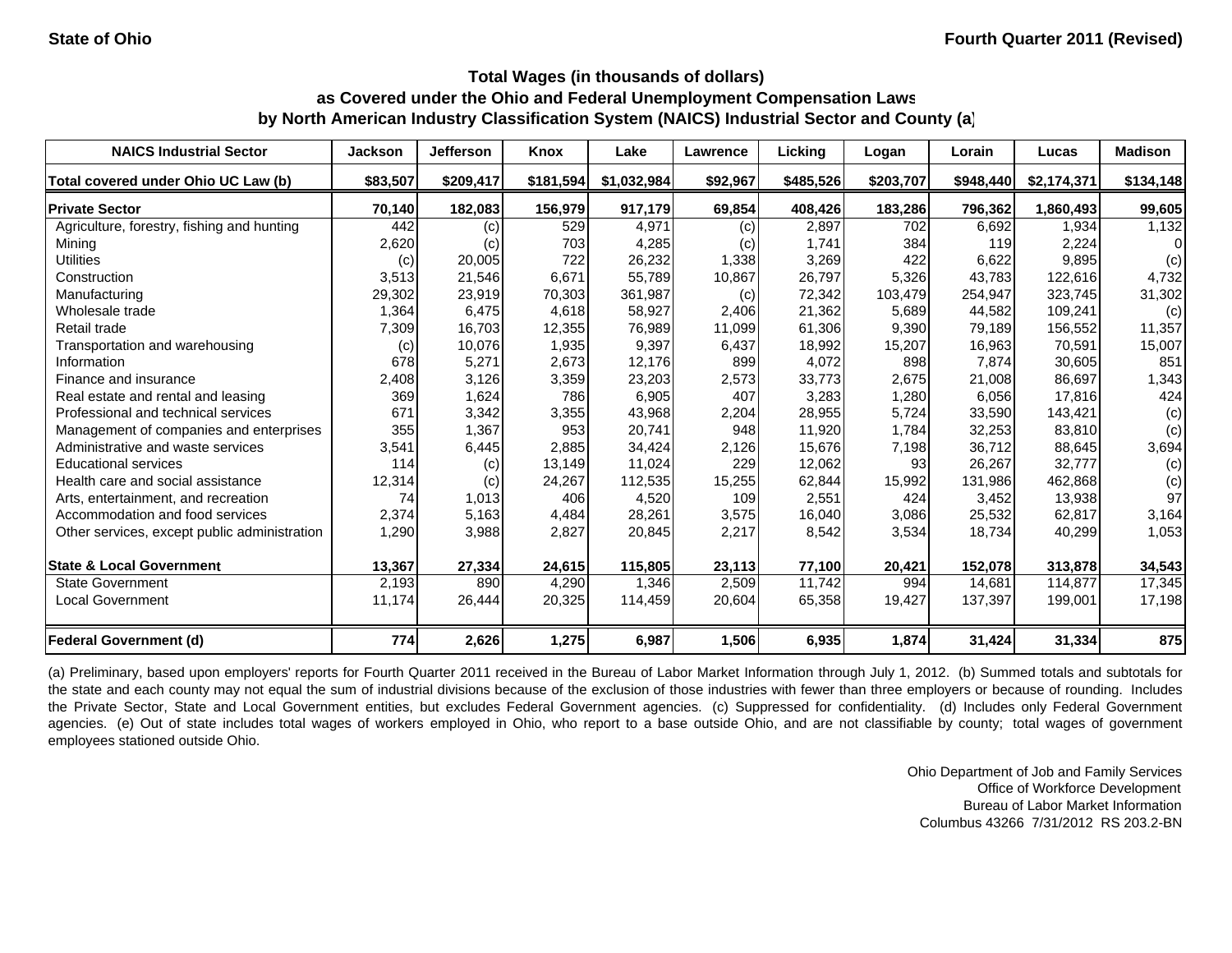State of Ohio

Fourth Quarter 2011 (Revised)

## Total Wages (in thousands of dollars) as Covered under the Ohio and Federal Unemployment Compensation Laws by North American Industry Classification System (NAICS) Industrial Sector and County (a)

| NAICS Industrial Sector | Jackson | Jefferson | Knox | Lake | Lawrence | Licking | Logan | Lorain | Lucas | Madison |
|---|---|---|---|---|---|---|---|---|---|---|
| **Total covered under Ohio UC Law (b)** | **$83,507** | **$209,417** | **$181,594** | **$1,032,984** | **$92,967** | **$485,526** | **$203,707** | **$948,440** | **$2,174,371** | **$134,148** |
| **Private Sector** | **70,140** | **182,083** | **156,979** | **917,179** | **69,854** | **408,426** | **183,286** | **796,362** | **1,860,493** | **99,605** |
| Agriculture, forestry, fishing and hunting | 442 | (c) | 529 | 4,971 | (c) | 2,897 | 702 | 6,692 | 1,934 | 1,132 |
| Mining | 2,620 | (c) | 703 | 4,285 | (c) | 1,741 | 384 | 119 | 2,224 | 0 |
| Utilities | (c) | 20,005 | 722 | 26,232 | 1,338 | 3,269 | 422 | 6,622 | 9,895 | (c) |
| Construction | 3,513 | 21,546 | 6,671 | 55,789 | 10,867 | 26,797 | 5,326 | 43,783 | 122,616 | 4,732 |
| Manufacturing | 29,302 | 23,919 | 70,303 | 361,987 | (c) | 72,342 | 103,479 | 254,947 | 323,745 | 31,302 |
| Wholesale trade | 1,364 | 6,475 | 4,618 | 58,927 | 2,406 | 21,362 | 5,689 | 44,582 | 109,241 | (c) |
| Retail trade | 7,309 | 16,703 | 12,355 | 76,989 | 11,099 | 61,306 | 9,390 | 79,189 | 156,552 | 11,357 |
| Transportation and warehousing | (c) | 10,076 | 1,935 | 9,397 | 6,437 | 18,992 | 15,207 | 16,963 | 70,591 | 15,007 |
| Information | 678 | 5,271 | 2,673 | 12,176 | 899 | 4,072 | 898 | 7,874 | 30,605 | 851 |
| Finance and insurance | 2,408 | 3,126 | 3,359 | 23,203 | 2,573 | 33,773 | 2,675 | 21,008 | 86,697 | 1,343 |
| Real estate and rental and leasing | 369 | 1,624 | 786 | 6,905 | 407 | 3,283 | 1,280 | 6,056 | 17,816 | 424 |
| Professional and technical services | 671 | 3,342 | 3,355 | 43,968 | 2,204 | 28,955 | 5,724 | 33,590 | 143,421 | (c) |
| Management of companies and enterprises | 355 | 1,367 | 953 | 20,741 | 948 | 11,920 | 1,784 | 32,253 | 83,810 | (c) |
| Administrative and waste services | 3,541 | 6,445 | 2,885 | 34,424 | 2,126 | 15,676 | 7,198 | 36,712 | 88,645 | 3,694 |
| Educational services | 114 | (c) | 13,149 | 11,024 | 229 | 12,062 | 93 | 26,267 | 32,777 | (c) |
| Health care and social assistance | 12,314 | (c) | 24,267 | 112,535 | 15,255 | 62,844 | 15,992 | 131,986 | 462,868 | (c) |
| Arts, entertainment, and recreation | 74 | 1,013 | 406 | 4,520 | 109 | 2,551 | 424 | 3,452 | 13,938 | 97 |
| Accommodation and food services | 2,374 | 5,163 | 4,484 | 28,261 | 3,575 | 16,040 | 3,086 | 25,532 | 62,817 | 3,164 |
| Other services, except public administration | 1,290 | 3,988 | 2,827 | 20,845 | 2,217 | 8,542 | 3,534 | 18,734 | 40,299 | 1,053 |
| **State & Local Government** | **13,367** | **27,334** | **24,615** | **115,805** | **23,113** | **77,100** | **20,421** | **152,078** | **313,878** | **34,543** |
| State Government | 2,193 | 890 | 4,290 | 1,346 | 2,509 | 11,742 | 994 | 14,681 | 114,877 | 17,345 |
| Local Government | 11,174 | 26,444 | 20,325 | 114,459 | 20,604 | 65,358 | 19,427 | 137,397 | 199,001 | 17,198 |
| **Federal Government (d)** | **774** | **2,626** | **1,275** | **6,987** | **1,506** | **6,935** | **1,874** | **31,424** | **31,334** | **875** |

(a) Preliminary, based upon employers' reports for Fourth Quarter 2011 received in the Bureau of Labor Market Information through July 1, 2012. (b) Summed totals and subtotals for the state and each county may not equal the sum of industrial divisions because of the exclusion of those industries with fewer than three employers or because of rounding. Includes the Private Sector, State and Local Government entities, but excludes Federal Government agencies. (c) Suppressed for confidentiality. (d) Includes only Federal Government agencies. (e) Out of state includes total wages of workers employed in Ohio, who report to a base outside Ohio, and are not classifiable by county; total wages of government employees stationed outside Ohio.

Ohio Department of Job and Family Services
Office of Workforce Development
Bureau of Labor Market Information
Columbus 43266 7/31/2012 RS 203.2-BN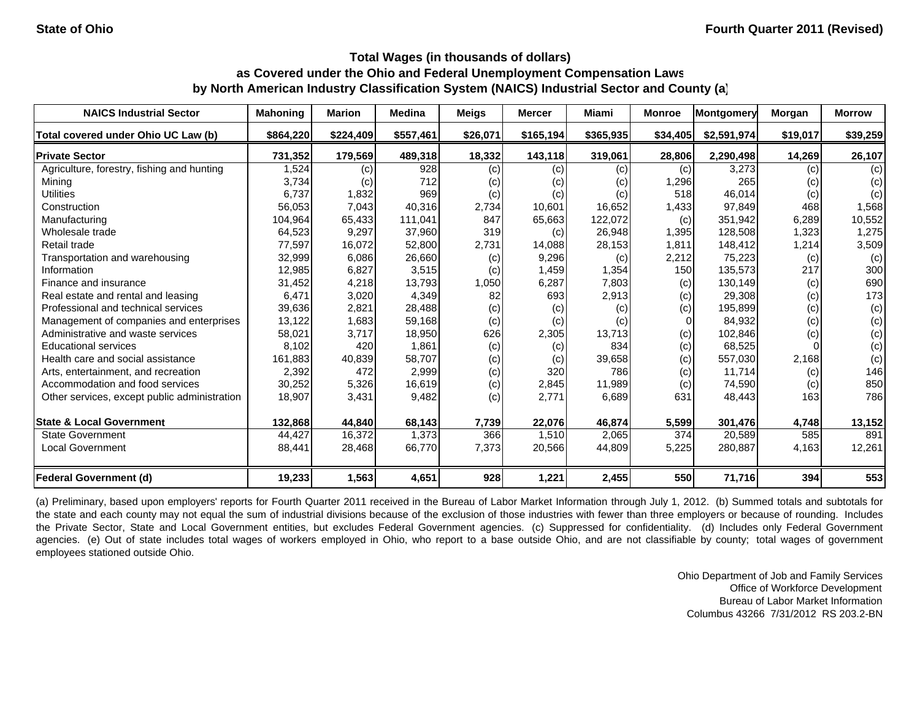State of Ohio — Fourth Quarter 2011 (Revised)

## Total Wages (in thousands of dollars) as Covered under the Ohio and Federal Unemployment Compensation Laws by North American Industry Classification System (NAICS) Industrial Sector and County (a)

| NAICS Industrial Sector | Mahoning | Marion | Medina | Meigs | Mercer | Miami | Monroe | Montgomery | Morgan | Morrow |
|---|---|---|---|---|---|---|---|---|---|---|
| Total covered under Ohio UC Law (b) | $864,220 | $224,409 | $557,461 | $26,071 | $165,194 | $365,935 | $34,405 | $2,591,974 | $19,017 | $39,259 |
| **Private Sector** | 731,352 | 179,569 | 489,318 | 18,332 | 143,118 | 319,061 | 28,806 | 2,290,498 | 14,269 | 26,107 |
| Agriculture, forestry, fishing and hunting | 1,524 | (c) | 928 | (c) | (c) | (c) | (c) | 3,273 | (c) | (c) |
| Mining | 3,734 | (c) | 712 | (c) | (c) | (c) | 1,296 | 265 | (c) | (c) |
| Utilities | 6,737 | 1,832 | 969 | (c) | (c) | (c) | 518 | 46,014 | (c) | (c) |
| Construction | 56,053 | 7,043 | 40,316 | 2,734 | 10,601 | 16,652 | 1,433 | 97,849 | 468 | 1,568 |
| Manufacturing | 104,964 | 65,433 | 111,041 | 847 | 65,663 | 122,072 | (c) | 351,942 | 6,289 | 10,552 |
| Wholesale trade | 64,523 | 9,297 | 37,960 | 319 | (c) | 26,948 | 1,395 | 128,508 | 1,323 | 1,275 |
| Retail trade | 77,597 | 16,072 | 52,800 | 2,731 | 14,088 | 28,153 | 1,811 | 148,412 | 1,214 | 3,509 |
| Transportation and warehousing | 32,999 | 6,086 | 26,660 | (c) | 9,296 | (c) | 2,212 | 75,223 | (c) | (c) |
| Information | 12,985 | 6,827 | 3,515 | (c) | 1,459 | 1,354 | 150 | 135,573 | 217 | 300 |
| Finance and insurance | 31,452 | 4,218 | 13,793 | 1,050 | 6,287 | 7,803 | (c) | 130,149 | (c) | 690 |
| Real estate and rental and leasing | 6,471 | 3,020 | 4,349 | 82 | 693 | 2,913 | (c) | 29,308 | (c) | 173 |
| Professional and technical services | 39,636 | 2,821 | 28,488 | (c) | (c) | (c) | (c) | 195,899 | (c) | (c) |
| Management of companies and enterprises | 13,122 | 1,683 | 59,168 | (c) | (c) | (c) | 0 | 84,932 | (c) | (c) |
| Administrative and waste services | 58,021 | 3,717 | 18,950 | 626 | 2,305 | 13,713 | (c) | 102,846 | (c) | (c) |
| Educational services | 8,102 | 420 | 1,861 | (c) | (c) | 834 | (c) | 68,525 | 0 | (c) |
| Health care and social assistance | 161,883 | 40,839 | 58,707 | (c) | (c) | 39,658 | (c) | 557,030 | 2,168 | (c) |
| Arts, entertainment, and recreation | 2,392 | 472 | 2,999 | (c) | 320 | 786 | (c) | 11,714 | (c) | 146 |
| Accommodation and food services | 30,252 | 5,326 | 16,619 | (c) | 2,845 | 11,989 | (c) | 74,590 | (c) | 850 |
| Other services, except public administration | 18,907 | 3,431 | 9,482 | (c) | 2,771 | 6,689 | 631 | 48,443 | 163 | 786 |
| **State & Local Government** | 132,868 | 44,840 | 68,143 | 7,739 | 22,076 | 46,874 | 5,599 | 301,476 | 4,748 | 13,152 |
| State Government | 44,427 | 16,372 | 1,373 | 366 | 1,510 | 2,065 | 374 | 20,589 | 585 | 891 |
| Local Government | 88,441 | 28,468 | 66,770 | 7,373 | 20,566 | 44,809 | 5,225 | 280,887 | 4,163 | 12,261 |
| **Federal Government (d)** | 19,233 | 1,563 | 4,651 | 928 | 1,221 | 2,455 | 550 | 71,716 | 394 | 553 |

(a) Preliminary, based upon employers' reports for Fourth Quarter 2011 received in the Bureau of Labor Market Information through July 1, 2012. (b) Summed totals and subtotals for the state and each county may not equal the sum of industrial divisions because of the exclusion of those industries with fewer than three employers or because of rounding. Includes the Private Sector, State and Local Government entities, but excludes Federal Government agencies. (c) Suppressed for confidentiality. (d) Includes only Federal Government agencies. (e) Out of state includes total wages of workers employed in Ohio, who report to a base outside Ohio, and are not classifiable by county; total wages of government employees stationed outside Ohio.

Ohio Department of Job and Family Services
Office of Workforce Development
Bureau of Labor Market Information
Columbus 43266 7/31/2012 RS 203.2-BN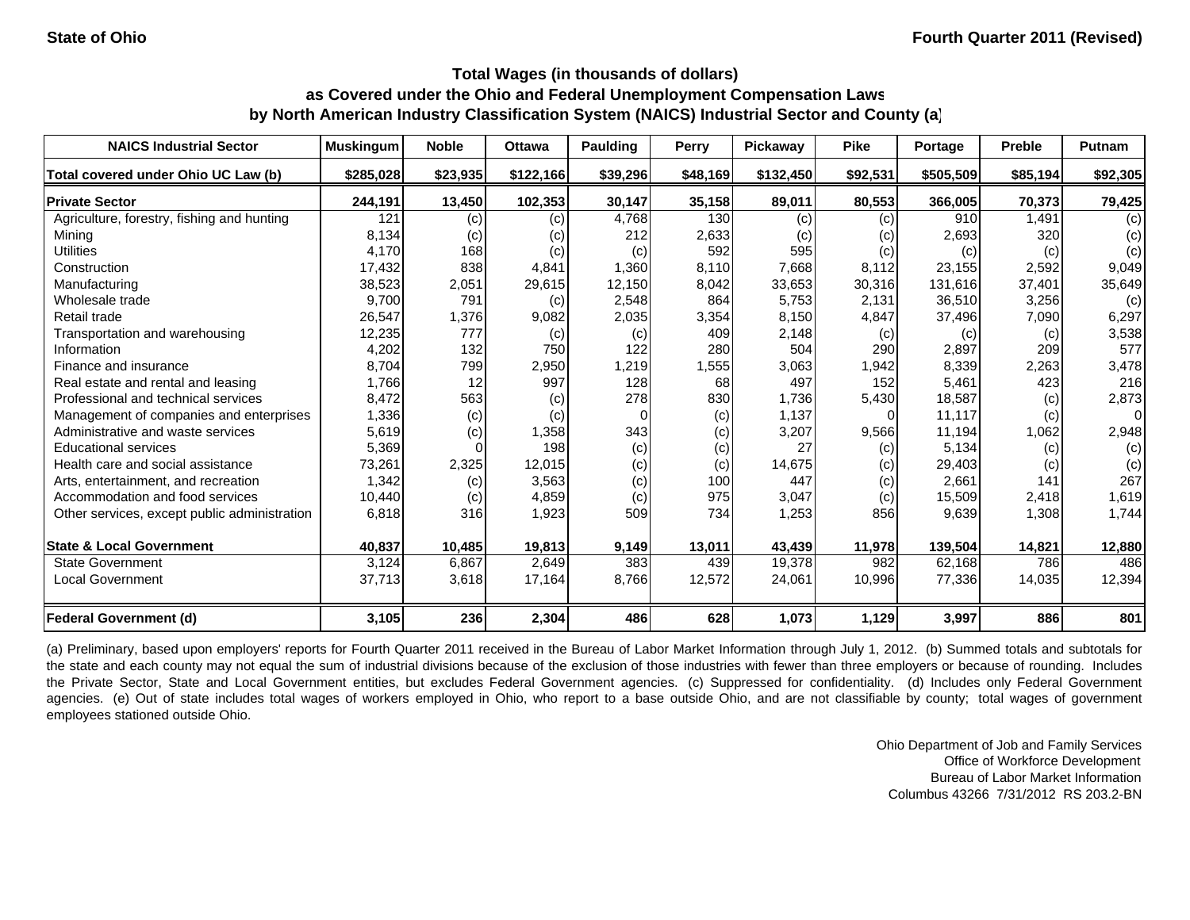State of Ohio

Fourth Quarter 2011 (Revised)

### Total Wages (in thousands of dollars)
### as Covered under the Ohio and Federal Unemployment Compensation Laws
### by North American Industry Classification System (NAICS) Industrial Sector and County (a)

| NAICS Industrial Sector | Muskingum | Noble | Ottawa | Paulding | Perry | Pickaway | Pike | Portage | Preble | Putnam |
|---|---|---|---|---|---|---|---|---|---|---|
| **Total covered under Ohio UC Law (b)** | **$285,028** | **$23,935** | **$122,166** | **$39,296** | **$48,169** | **$132,450** | **$92,531** | **$505,509** | **$85,194** | **$92,305** |
| **Private Sector** | **244,191** | **13,450** | **102,353** | **30,147** | **35,158** | **89,011** | **80,553** | **366,005** | **70,373** | **79,425** |
| Agriculture, forestry, fishing and hunting | 121 | (c) | (c) | 4,768 | 130 | (c) | (c) | 910 | 1,491 | (c) |
| Mining | 8,134 | (c) | (c) | 212 | 2,633 | (c) | (c) | 2,693 | 320 | (c) |
| Utilities | 4,170 | 168 | (c) | (c) | 592 | 595 | (c) | (c) | (c) | (c) |
| Construction | 17,432 | 838 | 4,841 | 1,360 | 8,110 | 7,668 | 8,112 | 23,155 | 2,592 | 9,049 |
| Manufacturing | 38,523 | 2,051 | 29,615 | 12,150 | 8,042 | 33,653 | 30,316 | 131,616 | 37,401 | 35,649 |
| Wholesale trade | 9,700 | 791 | (c) | 2,548 | 864 | 5,753 | 2,131 | 36,510 | 3,256 | (c) |
| Retail trade | 26,547 | 1,376 | 9,082 | 2,035 | 3,354 | 8,150 | 4,847 | 37,496 | 7,090 | 6,297 |
| Transportation and warehousing | 12,235 | 777 | (c) | (c) | 409 | 2,148 | (c) | (c) | (c) | 3,538 |
| Information | 4,202 | 132 | 750 | 122 | 280 | 504 | 290 | 2,897 | 209 | 577 |
| Finance and insurance | 8,704 | 799 | 2,950 | 1,219 | 1,555 | 3,063 | 1,942 | 8,339 | 2,263 | 3,478 |
| Real estate and rental and leasing | 1,766 | 12 | 997 | 128 | 68 | 497 | 152 | 5,461 | 423 | 216 |
| Professional and technical services | 8,472 | 563 | (c) | 278 | 830 | 1,736 | 5,430 | 18,587 | (c) | 2,873 |
| Management of companies and enterprises | 1,336 | (c) | (c) | 0 | (c) | 1,137 | 0 | 11,117 | (c) | 0 |
| Administrative and waste services | 5,619 | (c) | 1,358 | 343 | (c) | 3,207 | 9,566 | 11,194 | 1,062 | 2,948 |
| Educational services | 5,369 | 0 | 198 | (c) | (c) | 27 | (c) | 5,134 | (c) | (c) |
| Health care and social assistance | 73,261 | 2,325 | 12,015 | (c) | (c) | 14,675 | (c) | 29,403 | (c) | (c) |
| Arts, entertainment, and recreation | 1,342 | (c) | 3,563 | (c) | 100 | 447 | (c) | 2,661 | 141 | 267 |
| Accommodation and food services | 10,440 | (c) | 4,859 | (c) | 975 | 3,047 | (c) | 15,509 | 2,418 | 1,619 |
| Other services, except public administration | 6,818 | 316 | 1,923 | 509 | 734 | 1,253 | 856 | 9,639 | 1,308 | 1,744 |
| **State & Local Government** | **40,837** | **10,485** | **19,813** | **9,149** | **13,011** | **43,439** | **11,978** | **139,504** | **14,821** | **12,880** |
| State Government | 3,124 | 6,867 | 2,649 | 383 | 439 | 19,378 | 982 | 62,168 | 786 | 486 |
| Local Government | 37,713 | 3,618 | 17,164 | 8,766 | 12,572 | 24,061 | 10,996 | 77,336 | 14,035 | 12,394 |
| **Federal Government (d)** | **3,105** | **236** | **2,304** | **486** | **628** | **1,073** | **1,129** | **3,997** | **886** | **801** |

(a) Preliminary, based upon employers' reports for Fourth Quarter 2011 received in the Bureau of Labor Market Information through July 1, 2012. (b) Summed totals and subtotals for the state and each county may not equal the sum of industrial divisions because of the exclusion of those industries with fewer than three employers or because of rounding. Includes the Private Sector, State and Local Government entities, but excludes Federal Government agencies. (c) Suppressed for confidentiality. (d) Includes only Federal Government agencies. (e) Out of state includes total wages of workers employed in Ohio, who report to a base outside Ohio, and are not classifiable by county; total wages of government employees stationed outside Ohio.

Ohio Department of Job and Family Services
Office of Workforce Development
Bureau of Labor Market Information
Columbus 43266 7/31/2012 RS 203.2-BN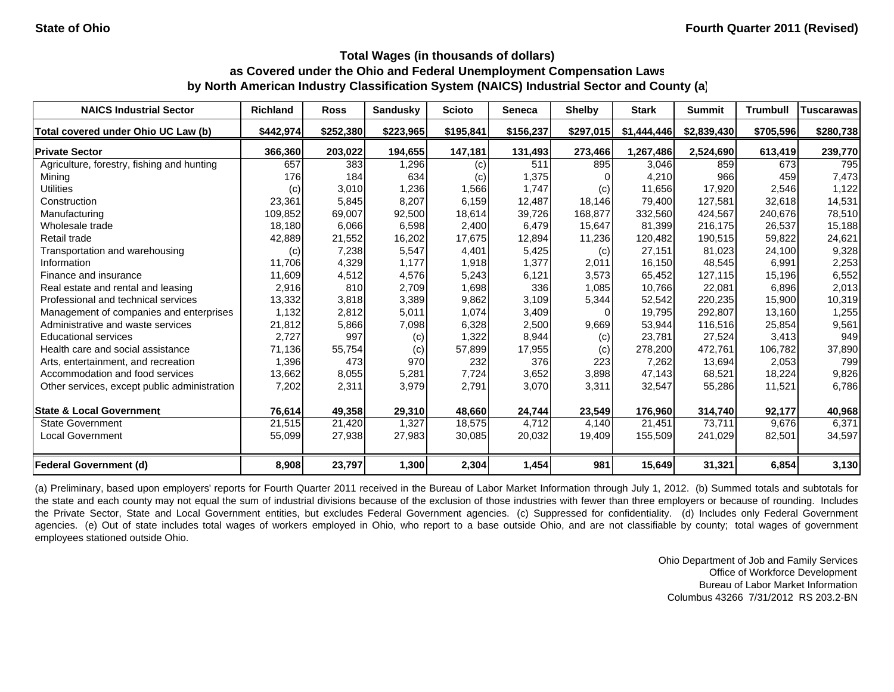State of Ohio

Fourth Quarter 2011 (Revised)

## Total Wages (in thousands of dollars)
## as Covered under the Ohio and Federal Unemployment Compensation Laws
## by North American Industry Classification System (NAICS) Industrial Sector and County (a)

| NAICS Industrial Sector | Richland | Ross | Sandusky | Scioto | Seneca | Shelby | Stark | Summit | Trumbull | Tuscarawas |
|---|---|---|---|---|---|---|---|---|---|---|
| **Total covered under Ohio UC Law (b)** | **$442,974** | **$252,380** | **$223,965** | **$195,841** | **$156,237** | **$297,015** | **$1,444,446** | **$2,839,430** | **$705,596** | **$280,738** |
| **Private Sector** | **366,360** | **203,022** | **194,655** | **147,181** | **131,493** | **273,466** | **1,267,486** | **2,524,690** | **613,419** | **239,770** |
| Agriculture, forestry, fishing and hunting | 657 | 383 | 1,296 | (c) | 511 | 895 | 3,046 | 859 | 673 | 795 |
| Mining | 176 | 184 | 634 | (c) | 1,375 | 0 | 4,210 | 966 | 459 | 7,473 |
| Utilities | (c) | 3,010 | 1,236 | 1,566 | 1,747 | (c) | 11,656 | 17,920 | 2,546 | 1,122 |
| Construction | 23,361 | 5,845 | 8,207 | 6,159 | 12,487 | 18,146 | 79,400 | 127,581 | 32,618 | 14,531 |
| Manufacturing | 109,852 | 69,007 | 92,500 | 18,614 | 39,726 | 168,877 | 332,560 | 424,567 | 240,676 | 78,510 |
| Wholesale trade | 18,180 | 6,066 | 6,598 | 2,400 | 6,479 | 15,647 | 81,399 | 216,175 | 26,537 | 15,188 |
| Retail trade | 42,889 | 21,552 | 16,202 | 17,675 | 12,894 | 11,236 | 120,482 | 190,515 | 59,822 | 24,621 |
| Transportation and warehousing | (c) | 7,238 | 5,547 | 4,401 | 5,425 | (c) | 27,151 | 81,023 | 24,100 | 9,328 |
| Information | 11,706 | 4,329 | 1,177 | 1,918 | 1,377 | 2,011 | 16,150 | 48,545 | 6,991 | 2,253 |
| Finance and insurance | 11,609 | 4,512 | 4,576 | 5,243 | 6,121 | 3,573 | 65,452 | 127,115 | 15,196 | 6,552 |
| Real estate and rental and leasing | 2,916 | 810 | 2,709 | 1,698 | 336 | 1,085 | 10,766 | 22,081 | 6,896 | 2,013 |
| Professional and technical services | 13,332 | 3,818 | 3,389 | 9,862 | 3,109 | 5,344 | 52,542 | 220,235 | 15,900 | 10,319 |
| Management of companies and enterprises | 1,132 | 2,812 | 5,011 | 1,074 | 3,409 | 0 | 19,795 | 292,807 | 13,160 | 1,255 |
| Administrative and waste services | 21,812 | 5,866 | 7,098 | 6,328 | 2,500 | 9,669 | 53,944 | 116,516 | 25,854 | 9,561 |
| Educational services | 2,727 | 997 | (c) | 1,322 | 8,944 | (c) | 23,781 | 27,524 | 3,413 | 949 |
| Health care and social assistance | 71,136 | 55,754 | (c) | 57,899 | 17,955 | (c) | 278,200 | 472,761 | 106,782 | 37,890 |
| Arts, entertainment, and recreation | 1,396 | 473 | 970 | 232 | 376 | 223 | 7,262 | 13,694 | 2,053 | 799 |
| Accommodation and food services | 13,662 | 8,055 | 5,281 | 7,724 | 3,652 | 3,898 | 47,143 | 68,521 | 18,224 | 9,826 |
| Other services, except public administration | 7,202 | 2,311 | 3,979 | 2,791 | 3,070 | 3,311 | 32,547 | 55,286 | 11,521 | 6,786 |
| **State & Local Government** | **76,614** | **49,358** | **29,310** | **48,660** | **24,744** | **23,549** | **176,960** | **314,740** | **92,177** | **40,968** |
| State Government | 21,515 | 21,420 | 1,327 | 18,575 | 4,712 | 4,140 | 21,451 | 73,711 | 9,676 | 6,371 |
| Local Government | 55,099 | 27,938 | 27,983 | 30,085 | 20,032 | 19,409 | 155,509 | 241,029 | 82,501 | 34,597 |
| **Federal Government (d)** | **8,908** | **23,797** | **1,300** | **2,304** | **1,454** | **981** | **15,649** | **31,321** | **6,854** | **3,130** |

(a) Preliminary, based upon employers' reports for Fourth Quarter 2011 received in the Bureau of Labor Market Information through July 1, 2012. (b) Summed totals and subtotals for the state and each county may not equal the sum of industrial divisions because of the exclusion of those industries with fewer than three employers or because of rounding. Includes the Private Sector, State and Local Government entities, but excludes Federal Government agencies. (c) Suppressed for confidentiality. (d) Includes only Federal Government agencies. (e) Out of state includes total wages of workers employed in Ohio, who report to a base outside Ohio, and are not classifiable by county; total wages of government employees stationed outside Ohio.

Ohio Department of Job and Family Services
Office of Workforce Development
Bureau of Labor Market Information
Columbus 43266 7/31/2012 RS 203.2-BN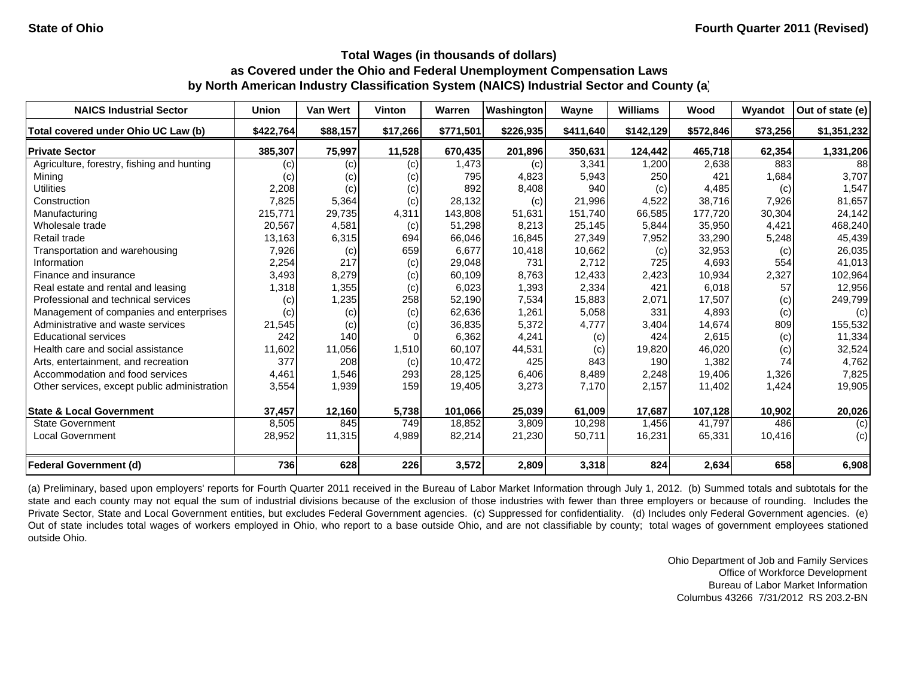State of Ohio

Fourth Quarter 2011 (Revised)

## Total Wages (in thousands of dollars) as Covered under the Ohio and Federal Unemployment Compensation Laws by North American Industry Classification System (NAICS) Industrial Sector and County (a)

| NAICS Industrial Sector | Union | Van Wert | Vinton | Warren | Washington | Wayne | Williams | Wood | Wyandot | Out of state (e) |
|---|---|---|---|---|---|---|---|---|---|---|
| **Total covered under Ohio UC Law (b)** | **$422,764** | **$88,157** | **$17,266** | **$771,501** | **$226,935** | **$411,640** | **$142,129** | **$572,846** | **$73,256** | **$1,351,232** |
| **Private Sector** | **385,307** | **75,997** | **11,528** | **670,435** | **201,896** | **350,631** | **124,442** | **465,718** | **62,354** | **1,331,206** |
| Agriculture, forestry, fishing and hunting | (c) | (c) | (c) | 1,473 | (c) | 3,341 | 1,200 | 2,638 | 883 | 88 |
| Mining | (c) | (c) | (c) | 795 | 4,823 | 5,943 | 250 | 421 | 1,684 | 3,707 |
| Utilities | 2,208 | (c) | (c) | 892 | 8,408 | 940 | (c) | 4,485 | (c) | 1,547 |
| Construction | 7,825 | 5,364 | (c) | 28,132 | (c) | 21,996 | 4,522 | 38,716 | 7,926 | 81,657 |
| Manufacturing | 215,771 | 29,735 | 4,311 | 143,808 | 51,631 | 151,740 | 66,585 | 177,720 | 30,304 | 24,142 |
| Wholesale trade | 20,567 | 4,581 | (c) | 51,298 | 8,213 | 25,145 | 5,844 | 35,950 | 4,421 | 468,240 |
| Retail trade | 13,163 | 6,315 | 694 | 66,046 | 16,845 | 27,349 | 7,952 | 33,290 | 5,248 | 45,439 |
| Transportation and warehousing | 7,926 | (c) | 659 | 6,677 | 10,418 | 10,662 | (c) | 32,953 | (c) | 26,035 |
| Information | 2,254 | 217 | (c) | 29,048 | 731 | 2,712 | 725 | 4,693 | 554 | 41,013 |
| Finance and insurance | 3,493 | 8,279 | (c) | 60,109 | 8,763 | 12,433 | 2,423 | 10,934 | 2,327 | 102,964 |
| Real estate and rental and leasing | 1,318 | 1,355 | (c) | 6,023 | 1,393 | 2,334 | 421 | 6,018 | 57 | 12,956 |
| Professional and technical services | (c) | 1,235 | 258 | 52,190 | 7,534 | 15,883 | 2,071 | 17,507 | (c) | 249,799 |
| Management of companies and enterprises | (c) | (c) | (c) | 62,636 | 1,261 | 5,058 | 331 | 4,893 | (c) | (c) |
| Administrative and waste services | 21,545 | (c) | (c) | 36,835 | 5,372 | 4,777 | 3,404 | 14,674 | 809 | 155,532 |
| Educational services | 242 | 140 | 0 | 6,362 | 4,241 | (c) | 424 | 2,615 | (c) | 11,334 |
| Health care and social assistance | 11,602 | 11,056 | 1,510 | 60,107 | 44,531 | (c) | 19,820 | 46,020 | (c) | 32,524 |
| Arts, entertainment, and recreation | 377 | 208 | (c) | 10,472 | 425 | 843 | 190 | 1,382 | 74 | 4,762 |
| Accommodation and food services | 4,461 | 1,546 | 293 | 28,125 | 6,406 | 8,489 | 2,248 | 19,406 | 1,326 | 7,825 |
| Other services, except public administration | 3,554 | 1,939 | 159 | 19,405 | 3,273 | 7,170 | 2,157 | 11,402 | 1,424 | 19,905 |
| **State & Local Government** | **37,457** | **12,160** | **5,738** | **101,066** | **25,039** | **61,009** | **17,687** | **107,128** | **10,902** | **20,026** |
| State Government | 8,505 | 845 | 749 | 18,852 | 3,809 | 10,298 | 1,456 | 41,797 | 486 | (c) |
| Local Government | 28,952 | 11,315 | 4,989 | 82,214 | 21,230 | 50,711 | 16,231 | 65,331 | 10,416 | (c) |
| **Federal Government (d)** | **736** | **628** | **226** | **3,572** | **2,809** | **3,318** | **824** | **2,634** | **658** | **6,908** |

(a) Preliminary, based upon employers' reports for Fourth Quarter 2011 received in the Bureau of Labor Market Information through July 1, 2012. (b) Summed totals and subtotals for the state and each county may not equal the sum of industrial divisions because of the exclusion of those industries with fewer than three employers or because of rounding. Includes the Private Sector, State and Local Government entities, but excludes Federal Government agencies. (c) Suppressed for confidentiality. (d) Includes only Federal Government agencies. (e) Out of state includes total wages of workers employed in Ohio, who report to a base outside Ohio, and are not classifiable by county; total wages of government employees stationed outside Ohio.

Ohio Department of Job and Family Services
Office of Workforce Development
Bureau of Labor Market Information
Columbus 43266 7/31/2012 RS 203.2-BN